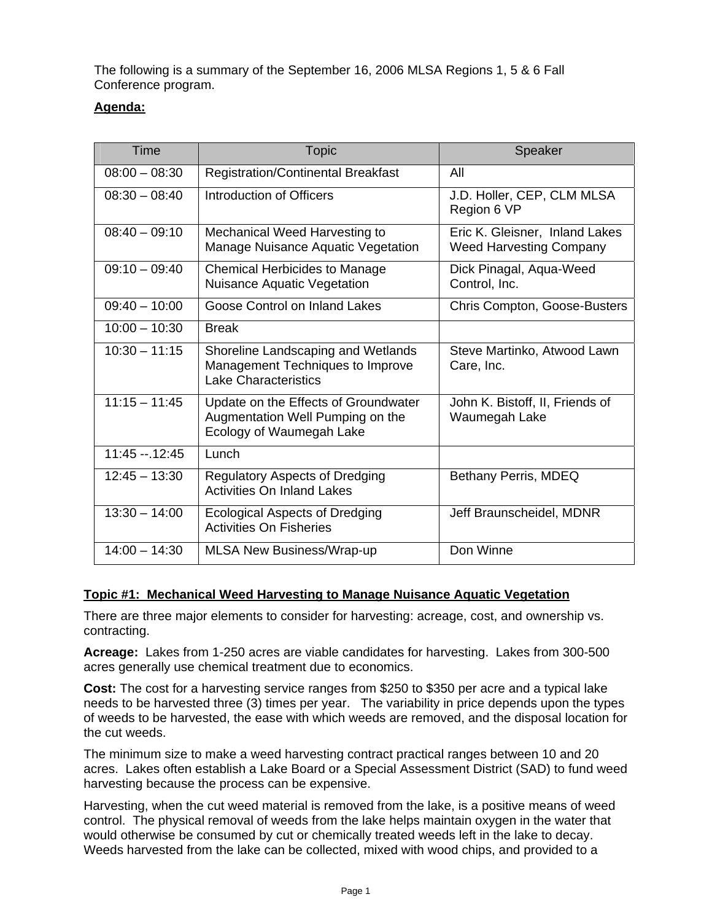The following is a summary of the September 16, 2006 MLSA Regions 1, 5 & 6 Fall Conference program.

**Agenda:**

| Time | Topic | Speaker |
|---|---|---|
| 08:00 – 08:30 | Registration/Continental Breakfast | All |
| 08:30 – 08:40 | Introduction of Officers | J.D. Holler, CEP, CLM MLSA Region 6 VP |
| 08:40 – 09:10 | Mechanical Weed Harvesting to Manage Nuisance Aquatic Vegetation | Eric K. Gleisner, Inland Lakes Weed Harvesting Company |
| 09:10 – 09:40 | Chemical Herbicides to Manage Nuisance Aquatic Vegetation | Dick Pinagal, Aqua-Weed Control, Inc. |
| 09:40 – 10:00 | Goose Control on Inland Lakes | Chris Compton, Goose-Busters |
| 10:00 – 10:30 | Break | |
| 10:30 – 11:15 | Shoreline Landscaping and Wetlands Management Techniques to Improve Lake Characteristics | Steve Martinko, Atwood Lawn Care, Inc. |
| 11:15 – 11:45 | Update on the Effects of Groundwater Augmentation Well Pumping on the Ecology of Waumegah Lake | John K. Bistoff, II, Friends of Waumegah Lake |
| 11:45 --.12:45 | Lunch | |
| 12:45 – 13:30 | Regulatory Aspects of Dredging Activities On Inland Lakes | Bethany Perris, MDEQ |
| 13:30 – 14:00 | Ecological Aspects of Dredging Activities On Fisheries | Jeff Braunscheidel, MDNR |
| 14:00 – 14:30 | MLSA New Business/Wrap-up | Don Winne |

**Topic #1: Mechanical Weed Harvesting to Manage Nuisance Aquatic Vegetation**

There are three major elements to consider for harvesting: acreage, cost, and ownership vs. contracting.

**Acreage:** Lakes from 1-250 acres are viable candidates for harvesting. Lakes from 300-500 acres generally use chemical treatment due to economics.

**Cost:** The cost for a harvesting service ranges from $250 to $350 per acre and a typical lake needs to be harvested three (3) times per year. The variability in price depends upon the types of weeds to be harvested, the ease with which weeds are removed, and the disposal location for the cut weeds.

The minimum size to make a weed harvesting contract practical ranges between 10 and 20 acres. Lakes often establish a Lake Board or a Special Assessment District (SAD) to fund weed harvesting because the process can be expensive.

Harvesting, when the cut weed material is removed from the lake, is a positive means of weed control. The physical removal of weeds from the lake helps maintain oxygen in the water that would otherwise be consumed by cut or chemically treated weeds left in the lake to decay. Weeds harvested from the lake can be collected, mixed with wood chips, and provided to a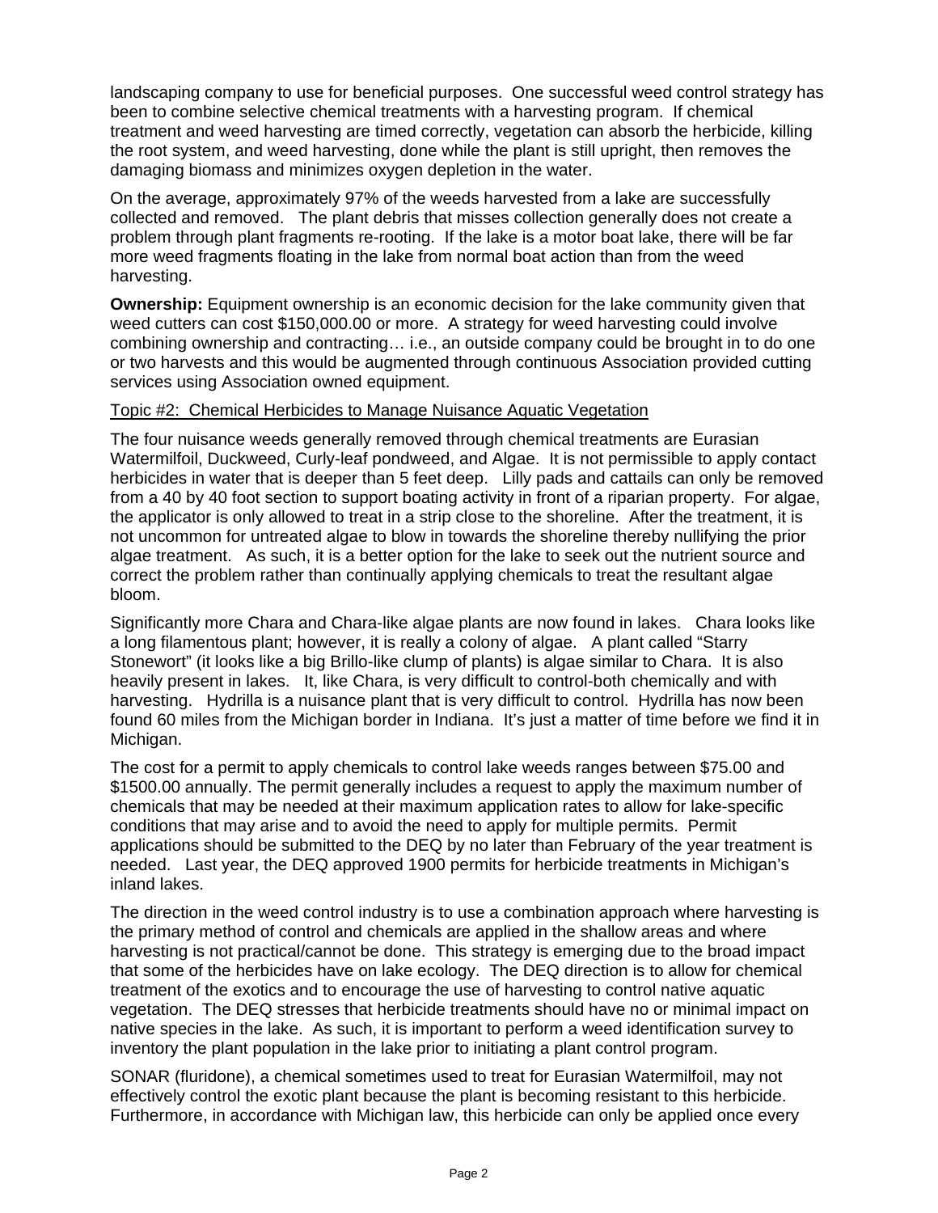landscaping company to use for beneficial purposes. One successful weed control strategy has been to combine selective chemical treatments with a harvesting program. If chemical treatment and weed harvesting are timed correctly, vegetation can absorb the herbicide, killing the root system, and weed harvesting, done while the plant is still upright, then removes the damaging biomass and minimizes oxygen depletion in the water.

On the average, approximately 97% of the weeds harvested from a lake are successfully collected and removed. The plant debris that misses collection generally does not create a problem through plant fragments re-rooting. If the lake is a motor boat lake, there will be far more weed fragments floating in the lake from normal boat action than from the weed harvesting.

**Ownership:** Equipment ownership is an economic decision for the lake community given that weed cutters can cost $150,000.00 or more. A strategy for weed harvesting could involve combining ownership and contracting… i.e., an outside company could be brought in to do one or two harvests and this would be augmented through continuous Association provided cutting services using Association owned equipment.

<u>Topic #2: Chemical Herbicides to Manage Nuisance Aquatic Vegetation</u>

The four nuisance weeds generally removed through chemical treatments are Eurasian Watermilfoil, Duckweed, Curly-leaf pondweed, and Algae. It is not permissible to apply contact herbicides in water that is deeper than 5 feet deep. Lilly pads and cattails can only be removed from a 40 by 40 foot section to support boating activity in front of a riparian property. For algae, the applicator is only allowed to treat in a strip close to the shoreline. After the treatment, it is not uncommon for untreated algae to blow in towards the shoreline thereby nullifying the prior algae treatment. As such, it is a better option for the lake to seek out the nutrient source and correct the problem rather than continually applying chemicals to treat the resultant algae bloom.

Significantly more Chara and Chara-like algae plants are now found in lakes. Chara looks like a long filamentous plant; however, it is really a colony of algae. A plant called "Starry Stonewort" (it looks like a big Brillo-like clump of plants) is algae similar to Chara. It is also heavily present in lakes. It, like Chara, is very difficult to control-both chemically and with harvesting. Hydrilla is a nuisance plant that is very difficult to control. Hydrilla has now been found 60 miles from the Michigan border in Indiana. It's just a matter of time before we find it in Michigan.

The cost for a permit to apply chemicals to control lake weeds ranges between $75.00 and $1500.00 annually. The permit generally includes a request to apply the maximum number of chemicals that may be needed at their maximum application rates to allow for lake-specific conditions that may arise and to avoid the need to apply for multiple permits. Permit applications should be submitted to the DEQ by no later than February of the year treatment is needed. Last year, the DEQ approved 1900 permits for herbicide treatments in Michigan's inland lakes.

The direction in the weed control industry is to use a combination approach where harvesting is the primary method of control and chemicals are applied in the shallow areas and where harvesting is not practical/cannot be done. This strategy is emerging due to the broad impact that some of the herbicides have on lake ecology. The DEQ direction is to allow for chemical treatment of the exotics and to encourage the use of harvesting to control native aquatic vegetation. The DEQ stresses that herbicide treatments should have no or minimal impact on native species in the lake. As such, it is important to perform a weed identification survey to inventory the plant population in the lake prior to initiating a plant control program.

SONAR (fluridone), a chemical sometimes used to treat for Eurasian Watermilfoil, may not effectively control the exotic plant because the plant is becoming resistant to this herbicide. Furthermore, in accordance with Michigan law, this herbicide can only be applied once every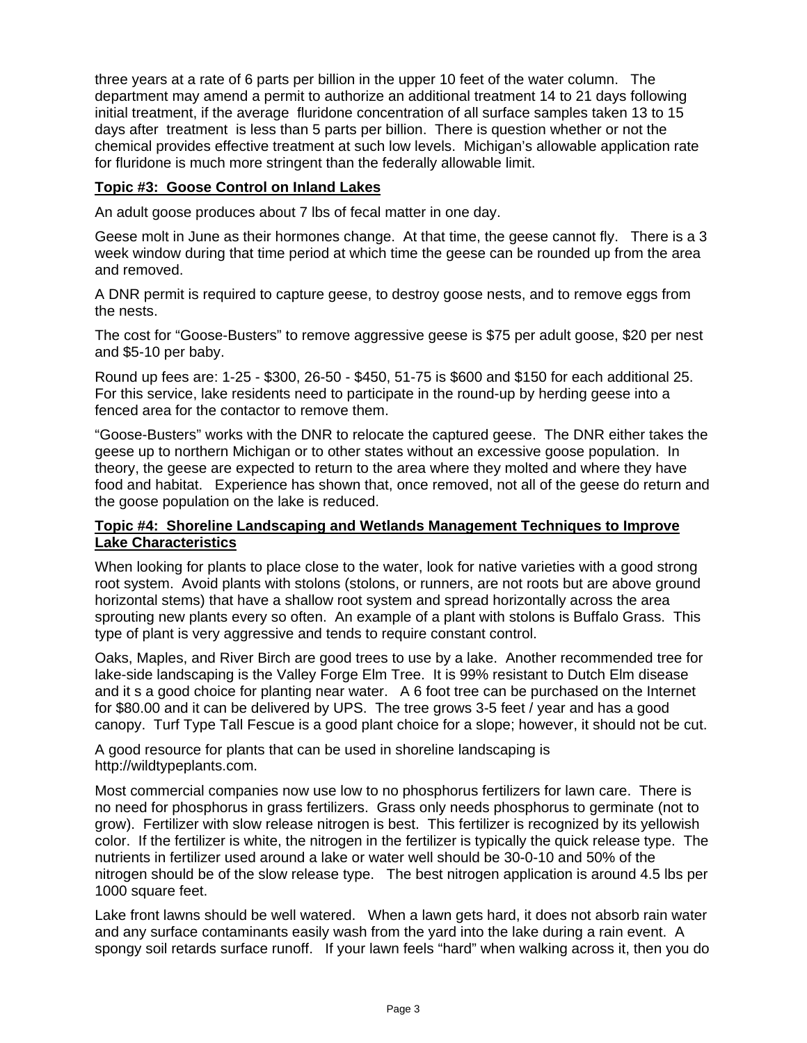three years at a rate of 6 parts per billion in the upper 10 feet of the water column. The department may amend a permit to authorize an additional treatment 14 to 21 days following initial treatment, if the average fluridone concentration of all surface samples taken 13 to 15 days after treatment is less than 5 parts per billion. There is question whether or not the chemical provides effective treatment at such low levels. Michigan's allowable application rate for fluridone is much more stringent than the federally allowable limit.

**Topic #3: Goose Control on Inland Lakes**

An adult goose produces about 7 lbs of fecal matter in one day.

Geese molt in June as their hormones change. At that time, the geese cannot fly. There is a 3 week window during that time period at which time the geese can be rounded up from the area and removed.

A DNR permit is required to capture geese, to destroy goose nests, and to remove eggs from the nests.

The cost for "Goose-Busters" to remove aggressive geese is $75 per adult goose, $20 per nest and $5-10 per baby.

Round up fees are: 1-25 - $300, 26-50 - $450, 51-75 is $600 and $150 for each additional 25. For this service, lake residents need to participate in the round-up by herding geese into a fenced area for the contactor to remove them.

"Goose-Busters" works with the DNR to relocate the captured geese. The DNR either takes the geese up to northern Michigan or to other states without an excessive goose population. In theory, the geese are expected to return to the area where they molted and where they have food and habitat. Experience has shown that, once removed, not all of the geese do return and the goose population on the lake is reduced.

**Topic #4: Shoreline Landscaping and Wetlands Management Techniques to Improve Lake Characteristics**

When looking for plants to place close to the water, look for native varieties with a good strong root system. Avoid plants with stolons (stolons, or runners, are not roots but are above ground horizontal stems) that have a shallow root system and spread horizontally across the area sprouting new plants every so often. An example of a plant with stolons is Buffalo Grass. This type of plant is very aggressive and tends to require constant control.

Oaks, Maples, and River Birch are good trees to use by a lake. Another recommended tree for lake-side landscaping is the Valley Forge Elm Tree. It is 99% resistant to Dutch Elm disease and it s a good choice for planting near water. A 6 foot tree can be purchased on the Internet for $80.00 and it can be delivered by UPS. The tree grows 3-5 feet / year and has a good canopy. Turf Type Tall Fescue is a good plant choice for a slope; however, it should not be cut.

A good resource for plants that can be used in shoreline landscaping is http://wildtypeplants.com.

Most commercial companies now use low to no phosphorus fertilizers for lawn care. There is no need for phosphorus in grass fertilizers. Grass only needs phosphorus to germinate (not to grow). Fertilizer with slow release nitrogen is best. This fertilizer is recognized by its yellowish color. If the fertilizer is white, the nitrogen in the fertilizer is typically the quick release type. The nutrients in fertilizer used around a lake or water well should be 30-0-10 and 50% of the nitrogen should be of the slow release type. The best nitrogen application is around 4.5 lbs per 1000 square feet.

Lake front lawns should be well watered. When a lawn gets hard, it does not absorb rain water and any surface contaminants easily wash from the yard into the lake during a rain event. A spongy soil retards surface runoff. If your lawn feels "hard" when walking across it, then you do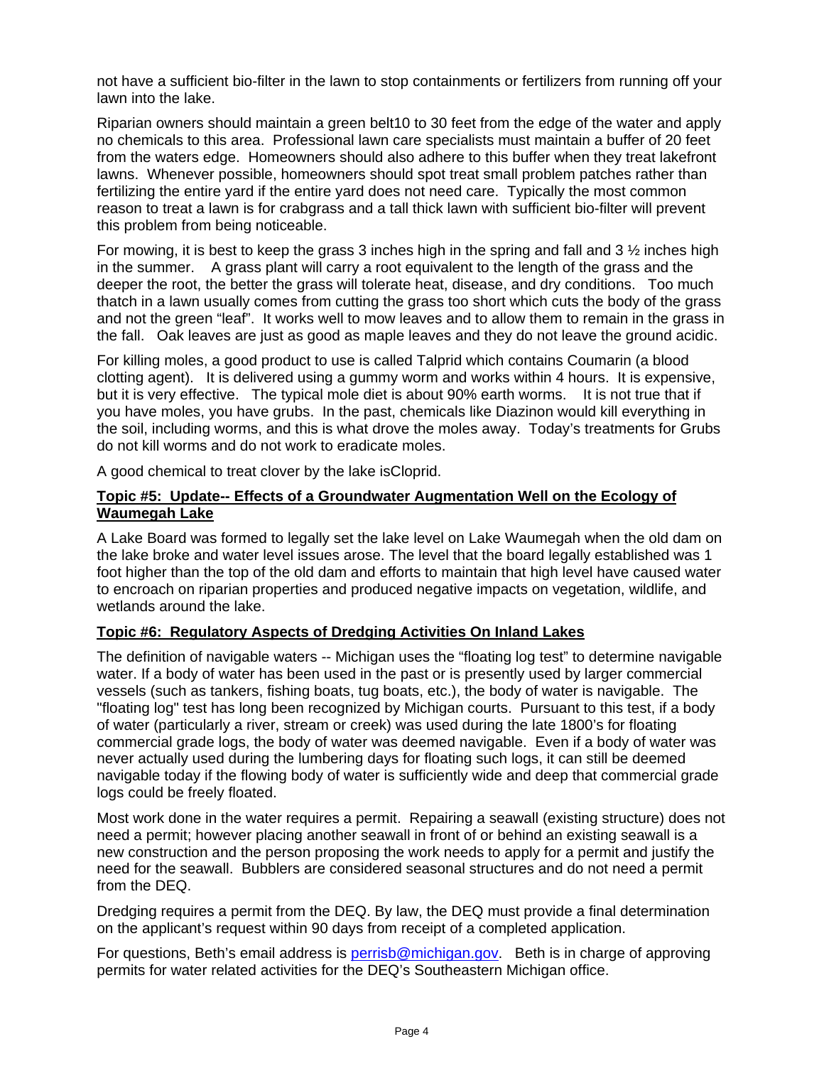not have a sufficient bio-filter in the lawn to stop containments or fertilizers from running off your lawn into the lake.

Riparian owners should maintain a green belt10 to 30 feet from the edge of the water and apply no chemicals to this area. Professional lawn care specialists must maintain a buffer of 20 feet from the waters edge. Homeowners should also adhere to this buffer when they treat lakefront lawns. Whenever possible, homeowners should spot treat small problem patches rather than fertilizing the entire yard if the entire yard does not need care. Typically the most common reason to treat a lawn is for crabgrass and a tall thick lawn with sufficient bio-filter will prevent this problem from being noticeable.

For mowing, it is best to keep the grass 3 inches high in the spring and fall and 3 ½ inches high in the summer. A grass plant will carry a root equivalent to the length of the grass and the deeper the root, the better the grass will tolerate heat, disease, and dry conditions. Too much thatch in a lawn usually comes from cutting the grass too short which cuts the body of the grass and not the green "leaf". It works well to mow leaves and to allow them to remain in the grass in the fall. Oak leaves are just as good as maple leaves and they do not leave the ground acidic.

For killing moles, a good product to use is called Talprid which contains Coumarin (a blood clotting agent). It is delivered using a gummy worm and works within 4 hours. It is expensive, but it is very effective. The typical mole diet is about 90% earth worms. It is not true that if you have moles, you have grubs. In the past, chemicals like Diazinon would kill everything in the soil, including worms, and this is what drove the moles away. Today's treatments for Grubs do not kill worms and do not work to eradicate moles.

A good chemical to treat clover by the lake isCloprid.

**Topic #5: Update-- Effects of a Groundwater Augmentation Well on the Ecology of Waumegah Lake**

A Lake Board was formed to legally set the lake level on Lake Waumegah when the old dam on the lake broke and water level issues arose. The level that the board legally established was 1 foot higher than the top of the old dam and efforts to maintain that high level have caused water to encroach on riparian properties and produced negative impacts on vegetation, wildlife, and wetlands around the lake.

**Topic #6: Regulatory Aspects of Dredging Activities On Inland Lakes**

The definition of navigable waters -- Michigan uses the "floating log test" to determine navigable water. If a body of water has been used in the past or is presently used by larger commercial vessels (such as tankers, fishing boats, tug boats, etc.), the body of water is navigable. The "floating log" test has long been recognized by Michigan courts. Pursuant to this test, if a body of water (particularly a river, stream or creek) was used during the late 1800's for floating commercial grade logs, the body of water was deemed navigable. Even if a body of water was never actually used during the lumbering days for floating such logs, it can still be deemed navigable today if the flowing body of water is sufficiently wide and deep that commercial grade logs could be freely floated.

Most work done in the water requires a permit. Repairing a seawall (existing structure) does not need a permit; however placing another seawall in front of or behind an existing seawall is a new construction and the person proposing the work needs to apply for a permit and justify the need for the seawall. Bubblers are considered seasonal structures and do not need a permit from the DEQ.

Dredging requires a permit from the DEQ. By law, the DEQ must provide a final determination on the applicant's request within 90 days from receipt of a completed application.

For questions, Beth's email address is [perrisb@michigan.gov](mailto:perrisb@michigan.gov). Beth is in charge of approving permits for water related activities for the DEQ's Southeastern Michigan office.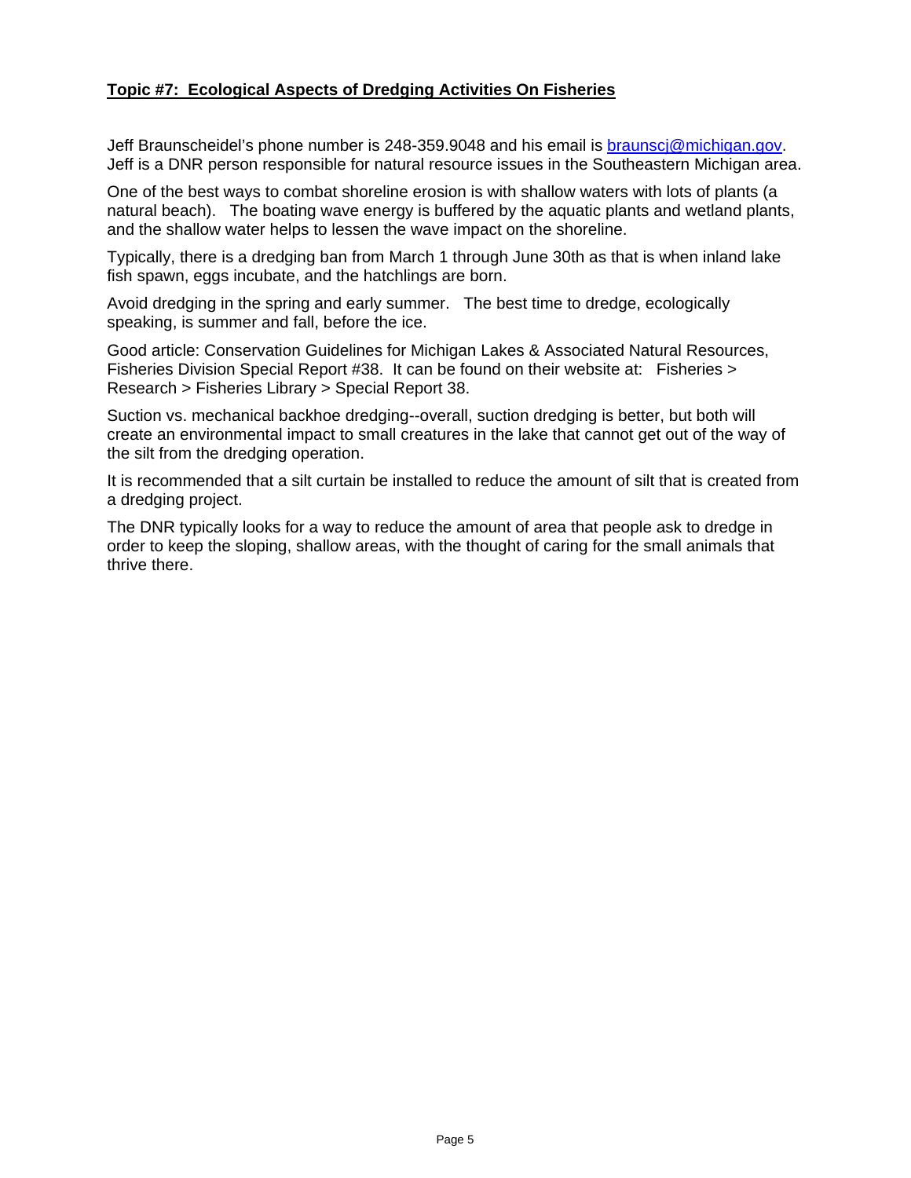**Topic #7: Ecological Aspects of Dredging Activities On Fisheries**

Jeff Braunscheidel's phone number is 248-359.9048 and his email is braunscj@michigan.gov. Jeff is a DNR person responsible for natural resource issues in the Southeastern Michigan area.

One of the best ways to combat shoreline erosion is with shallow waters with lots of plants (a natural beach). The boating wave energy is buffered by the aquatic plants and wetland plants, and the shallow water helps to lessen the wave impact on the shoreline.

Typically, there is a dredging ban from March 1 through June 30th as that is when inland lake fish spawn, eggs incubate, and the hatchlings are born.

Avoid dredging in the spring and early summer. The best time to dredge, ecologically speaking, is summer and fall, before the ice.

Good article: Conservation Guidelines for Michigan Lakes & Associated Natural Resources, Fisheries Division Special Report #38. It can be found on their website at: Fisheries > Research > Fisheries Library > Special Report 38.

Suction vs. mechanical backhoe dredging--overall, suction dredging is better, but both will create an environmental impact to small creatures in the lake that cannot get out of the way of the silt from the dredging operation.

It is recommended that a silt curtain be installed to reduce the amount of silt that is created from a dredging project.

The DNR typically looks for a way to reduce the amount of area that people ask to dredge in order to keep the sloping, shallow areas, with the thought of caring for the small animals that thrive there.